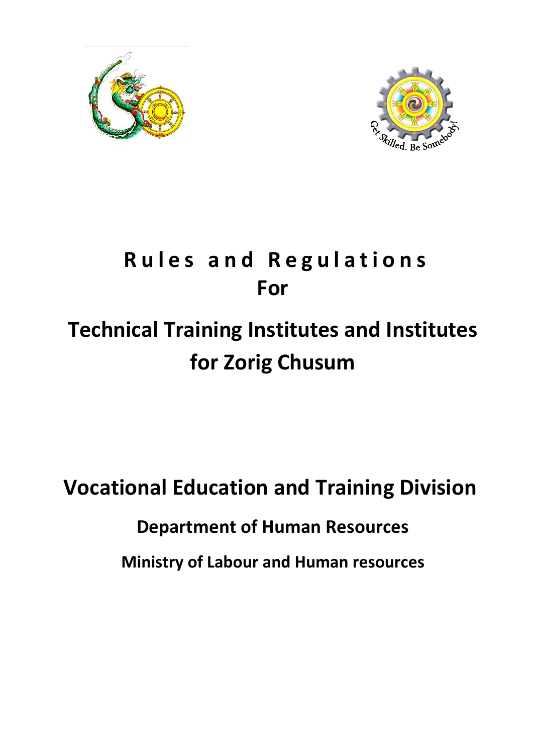# Rules and Regulations For

# Technical Training Institutes and Institutes for Zorig Chusum

## Vocational Education and Training Division

### Department of Human Resources

### Ministry of Labour and Human resources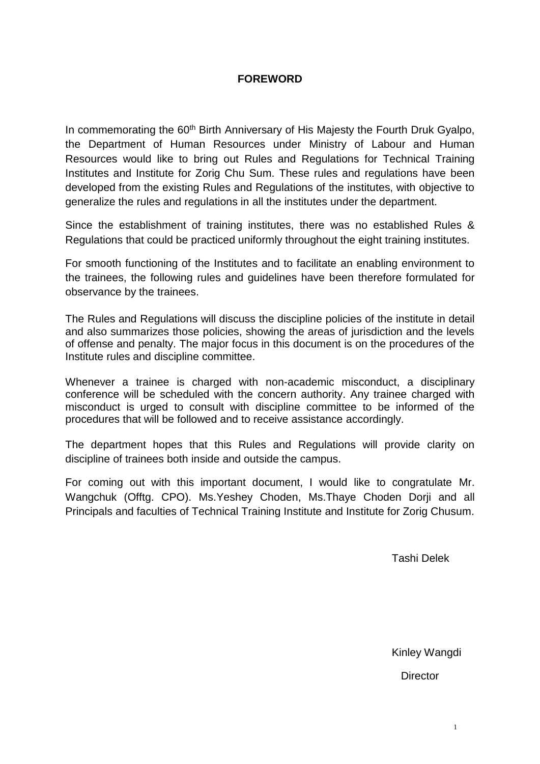# FOREWORD

In commemorating the 60th Birth Anniversary of His Majesty the Fourth Druk Gyalpo, the Department of Human Resources under Ministry of Labour and Human Resources would like to bring out Rules and Regulations for Technical Training Institutes and Institute for Zorig Chu Sum. These rules and regulations have been developed from the existing Rules and Regulations of the institutes, with objective to generalize the rules and regulations in all the institutes under the department.

Since the establishment of training institutes, there was no established Rules & Regulations that could be practiced uniformly throughout the eight training institutes.

For smooth functioning of the Institutes and to facilitate an enabling environment to the trainees, the following rules and guidelines have been therefore formulated for observance by the trainees.

The Rules and Regulations will discuss the discipline policies of the institute in detail and also summarizes those policies, showing the areas of jurisdiction and the levels of offense and penalty. The major focus in this document is on the procedures of the Institute rules and discipline committee.

Whenever a trainee is charged with non-academic misconduct, a disciplinary conference will be scheduled with the concern authority. Any trainee charged with misconduct is urged to consult with discipline committee to be informed of the procedures that will be followed and to receive assistance accordingly.

The department hopes that this Rules and Regulations will provide clarity on discipline of trainees both inside and outside the campus.

For coming out with this important document, I would like to congratulate Mr. Wangchuk (Offtg. CPO). Ms.Yeshey Choden, Ms.Thaye Choden Dorji and all Principals and faculties of Technical Training Institute and Institute for Zorig Chusum.

Tashi Delek

Kinley Wangdi

Director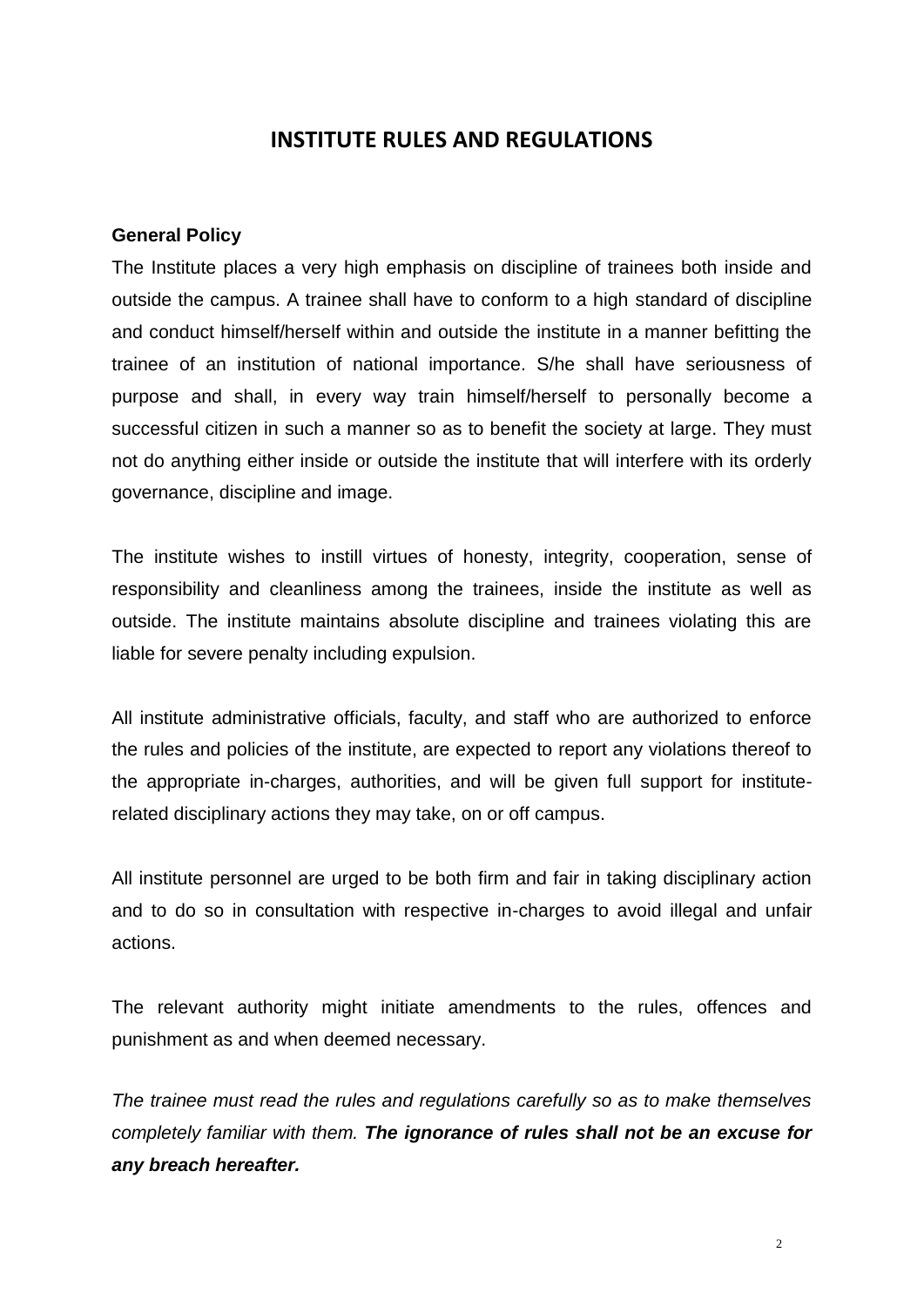# INSTITUTE RULES AND REGULATIONS

**General Policy**

The Institute places a very high emphasis on discipline of trainees both inside and outside the campus. A trainee shall have to conform to a high standard of discipline and conduct himself/herself within and outside the institute in a manner befitting the trainee of an institution of national importance. S/he shall have seriousness of purpose and shall, in every way train himself/herself to personally become a successful citizen in such a manner so as to benefit the society at large. They must not do anything either inside or outside the institute that will interfere with its orderly governance, discipline and image.

The institute wishes to instill virtues of honesty, integrity, cooperation, sense of responsibility and cleanliness among the trainees, inside the institute as well as outside. The institute maintains absolute discipline and trainees violating this are liable for severe penalty including expulsion.

All institute administrative officials, faculty, and staff who are authorized to enforce the rules and policies of the institute, are expected to report any violations thereof to the appropriate in-charges, authorities, and will be given full support for institute-related disciplinary actions they may take, on or off campus.

All institute personnel are urged to be both firm and fair in taking disciplinary action and to do so in consultation with respective in-charges to avoid illegal and unfair actions.

The relevant authority might initiate amendments to the rules, offences and punishment as and when deemed necessary.

*The trainee must read the rules and regulations carefully so as to make themselves completely familiar with them.* ***The ignorance of rules shall not be an excuse for any breach hereafter.***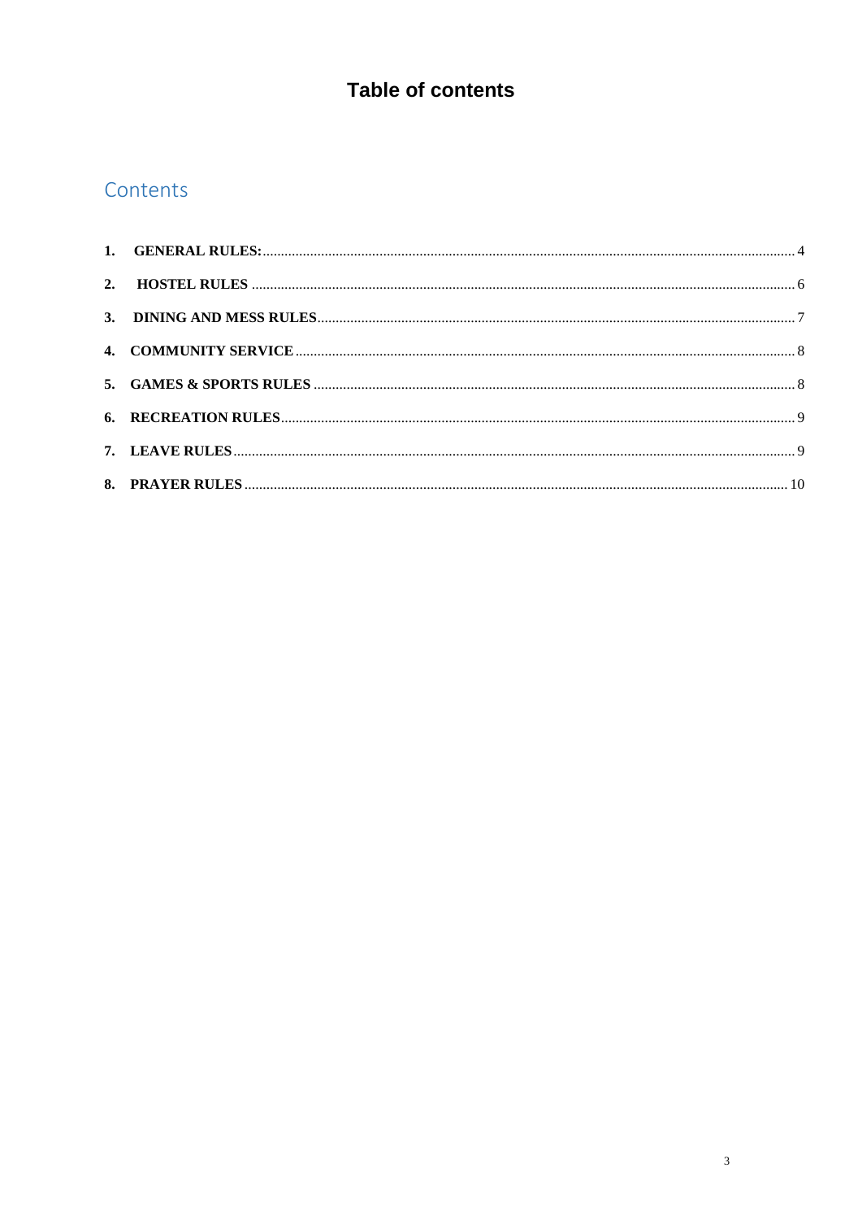# Table of contents

## Contents

1. **GENERAL RULES:** ........ 4
2. **HOSTEL RULES** ........ 6
3. **DINING AND MESS RULES** ........ 7
4. **COMMUNITY SERVICE** ........ 8
5. **GAMES & SPORTS RULES** ........ 8
6. **RECREATION RULES** ........ 9
7. **LEAVE RULES** ........ 9
8. **PRAYER RULES** ........ 10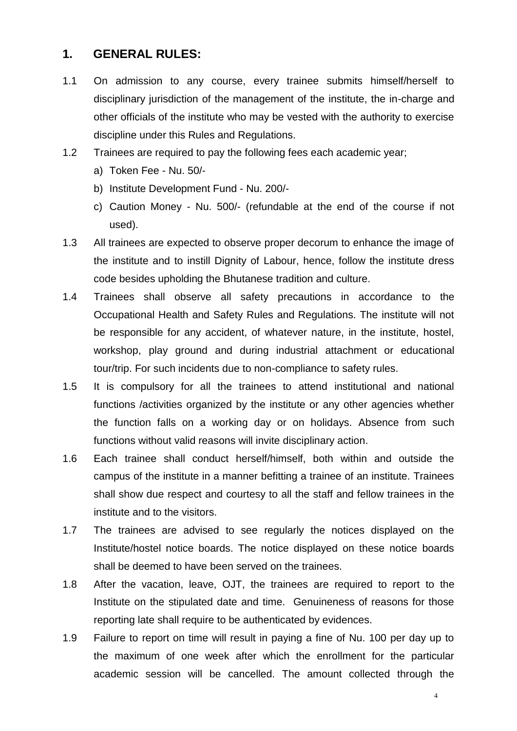## 1. GENERAL RULES:

1.1 On admission to any course, every trainee submits himself/herself to disciplinary jurisdiction of the management of the institute, the in-charge and other officials of the institute who may be vested with the authority to exercise discipline under this Rules and Regulations.

1.2 Trainees are required to pay the following fees each academic year;

a) Token Fee - Nu. 50/-
b) Institute Development Fund - Nu. 200/-
c) Caution Money - Nu. 500/- (refundable at the end of the course if not used).

1.3 All trainees are expected to observe proper decorum to enhance the image of the institute and to instill Dignity of Labour, hence, follow the institute dress code besides upholding the Bhutanese tradition and culture.

1.4 Trainees shall observe all safety precautions in accordance to the Occupational Health and Safety Rules and Regulations. The institute will not be responsible for any accident, of whatever nature, in the institute, hostel, workshop, play ground and during industrial attachment or educational tour/trip. For such incidents due to non-compliance to safety rules.

1.5 It is compulsory for all the trainees to attend institutional and national functions /activities organized by the institute or any other agencies whether the function falls on a working day or on holidays. Absence from such functions without valid reasons will invite disciplinary action.

1.6 Each trainee shall conduct herself/himself, both within and outside the campus of the institute in a manner befitting a trainee of an institute. Trainees shall show due respect and courtesy to all the staff and fellow trainees in the institute and to the visitors.

1.7 The trainees are advised to see regularly the notices displayed on the Institute/hostel notice boards. The notice displayed on these notice boards shall be deemed to have been served on the trainees.

1.8 After the vacation, leave, OJT, the trainees are required to report to the Institute on the stipulated date and time. Genuineness of reasons for those reporting late shall require to be authenticated by evidences.

1.9 Failure to report on time will result in paying a fine of Nu. 100 per day up to the maximum of one week after which the enrollment for the particular academic session will be cancelled. The amount collected through the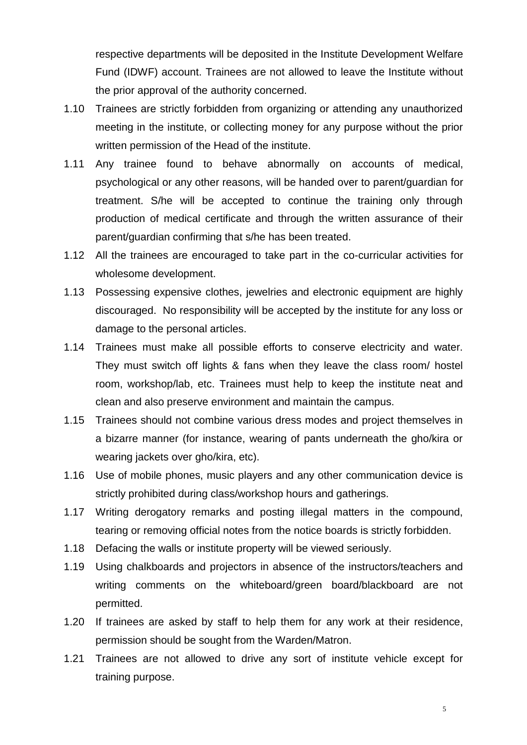respective departments will be deposited in the Institute Development Welfare Fund (IDWF) account. Trainees are not allowed to leave the Institute without the prior approval of the authority concerned.

1.10 Trainees are strictly forbidden from organizing or attending any unauthorized meeting in the institute, or collecting money for any purpose without the prior written permission of the Head of the institute.

1.11 Any trainee found to behave abnormally on accounts of medical, psychological or any other reasons, will be handed over to parent/guardian for treatment. S/he will be accepted to continue the training only through production of medical certificate and through the written assurance of their parent/guardian confirming that s/he has been treated.

1.12 All the trainees are encouraged to take part in the co-curricular activities for wholesome development.

1.13 Possessing expensive clothes, jewelries and electronic equipment are highly discouraged. No responsibility will be accepted by the institute for any loss or damage to the personal articles.

1.14 Trainees must make all possible efforts to conserve electricity and water. They must switch off lights & fans when they leave the class room/ hostel room, workshop/lab, etc. Trainees must help to keep the institute neat and clean and also preserve environment and maintain the campus.

1.15 Trainees should not combine various dress modes and project themselves in a bizarre manner (for instance, wearing of pants underneath the gho/kira or wearing jackets over gho/kira, etc).

1.16 Use of mobile phones, music players and any other communication device is strictly prohibited during class/workshop hours and gatherings.

1.17 Writing derogatory remarks and posting illegal matters in the compound, tearing or removing official notes from the notice boards is strictly forbidden.

1.18 Defacing the walls or institute property will be viewed seriously.

1.19 Using chalkboards and projectors in absence of the instructors/teachers and writing comments on the whiteboard/green board/blackboard are not permitted.

1.20 If trainees are asked by staff to help them for any work at their residence, permission should be sought from the Warden/Matron.

1.21 Trainees are not allowed to drive any sort of institute vehicle except for training purpose.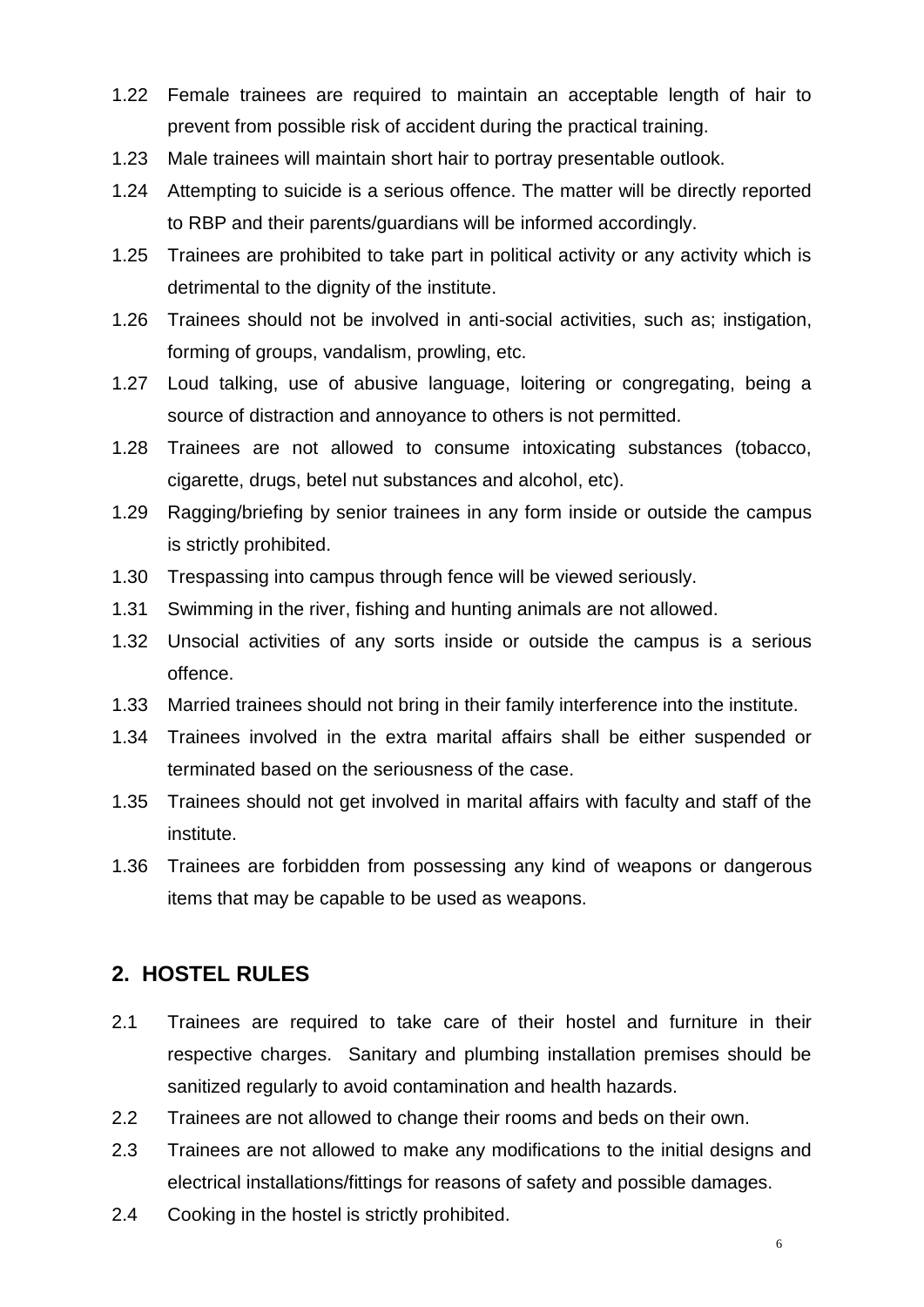1.22 Female trainees are required to maintain an acceptable length of hair to prevent from possible risk of accident during the practical training.

1.23 Male trainees will maintain short hair to portray presentable outlook.

1.24 Attempting to suicide is a serious offence. The matter will be directly reported to RBP and their parents/guardians will be informed accordingly.

1.25 Trainees are prohibited to take part in political activity or any activity which is detrimental to the dignity of the institute.

1.26 Trainees should not be involved in anti-social activities, such as; instigation, forming of groups, vandalism, prowling, etc.

1.27 Loud talking, use of abusive language, loitering or congregating, being a source of distraction and annoyance to others is not permitted.

1.28 Trainees are not allowed to consume intoxicating substances (tobacco, cigarette, drugs, betel nut substances and alcohol, etc).

1.29 Ragging/briefing by senior trainees in any form inside or outside the campus is strictly prohibited.

1.30 Trespassing into campus through fence will be viewed seriously.

1.31 Swimming in the river, fishing and hunting animals are not allowed.

1.32 Unsocial activities of any sorts inside or outside the campus is a serious offence.

1.33 Married trainees should not bring in their family interference into the institute.

1.34 Trainees involved in the extra marital affairs shall be either suspended or terminated based on the seriousness of the case.

1.35 Trainees should not get involved in marital affairs with faculty and staff of the institute.

1.36 Trainees are forbidden from possessing any kind of weapons or dangerous items that may be capable to be used as weapons.

## 2. HOSTEL RULES

2.1 Trainees are required to take care of their hostel and furniture in their respective charges. Sanitary and plumbing installation premises should be sanitized regularly to avoid contamination and health hazards.

2.2 Trainees are not allowed to change their rooms and beds on their own.

2.3 Trainees are not allowed to make any modifications to the initial designs and electrical installations/fittings for reasons of safety and possible damages.

2.4 Cooking in the hostel is strictly prohibited.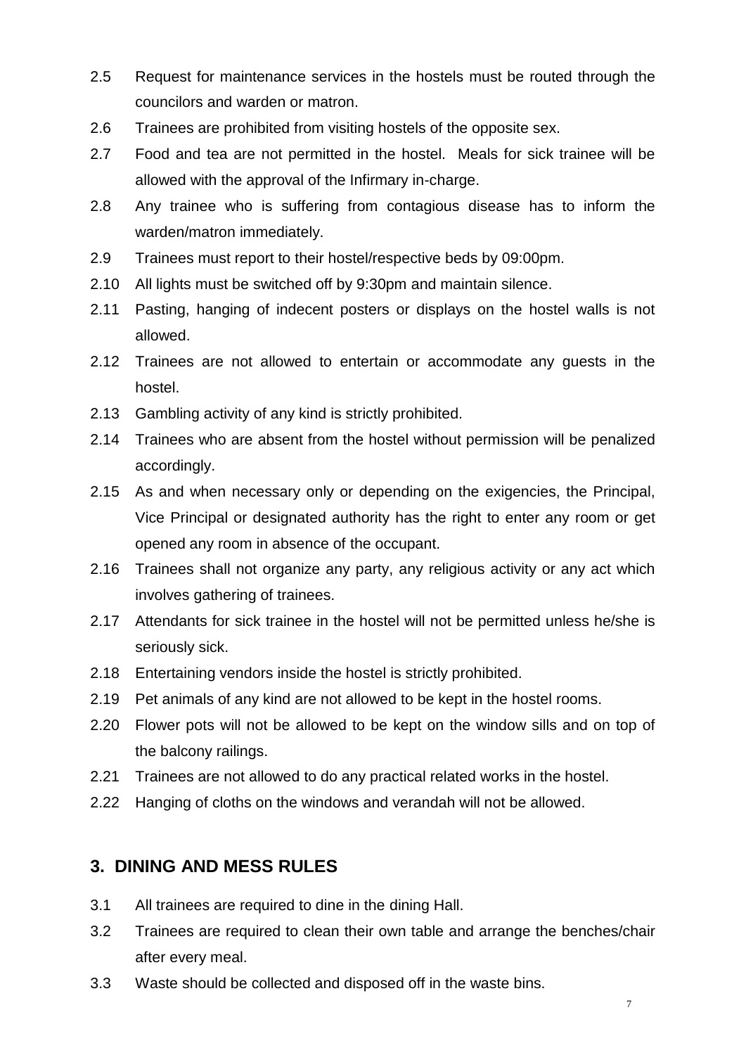2.5 Request for maintenance services in the hostels must be routed through the councilors and warden or matron.

2.6 Trainees are prohibited from visiting hostels of the opposite sex.

2.7 Food and tea are not permitted in the hostel. Meals for sick trainee will be allowed with the approval of the Infirmary in-charge.

2.8 Any trainee who is suffering from contagious disease has to inform the warden/matron immediately.

2.9 Trainees must report to their hostel/respective beds by 09:00pm.

2.10 All lights must be switched off by 9:30pm and maintain silence.

2.11 Pasting, hanging of indecent posters or displays on the hostel walls is not allowed.

2.12 Trainees are not allowed to entertain or accommodate any guests in the hostel.

2.13 Gambling activity of any kind is strictly prohibited.

2.14 Trainees who are absent from the hostel without permission will be penalized accordingly.

2.15 As and when necessary only or depending on the exigencies, the Principal, Vice Principal or designated authority has the right to enter any room or get opened any room in absence of the occupant.

2.16 Trainees shall not organize any party, any religious activity or any act which involves gathering of trainees.

2.17 Attendants for sick trainee in the hostel will not be permitted unless he/she is seriously sick.

2.18 Entertaining vendors inside the hostel is strictly prohibited.

2.19 Pet animals of any kind are not allowed to be kept in the hostel rooms.

2.20 Flower pots will not be allowed to be kept on the window sills and on top of the balcony railings.

2.21 Trainees are not allowed to do any practical related works in the hostel.

2.22 Hanging of cloths on the windows and verandah will not be allowed.

## 3. DINING AND MESS RULES

3.1 All trainees are required to dine in the dining Hall.

3.2 Trainees are required to clean their own table and arrange the benches/chair after every meal.

3.3 Waste should be collected and disposed off in the waste bins.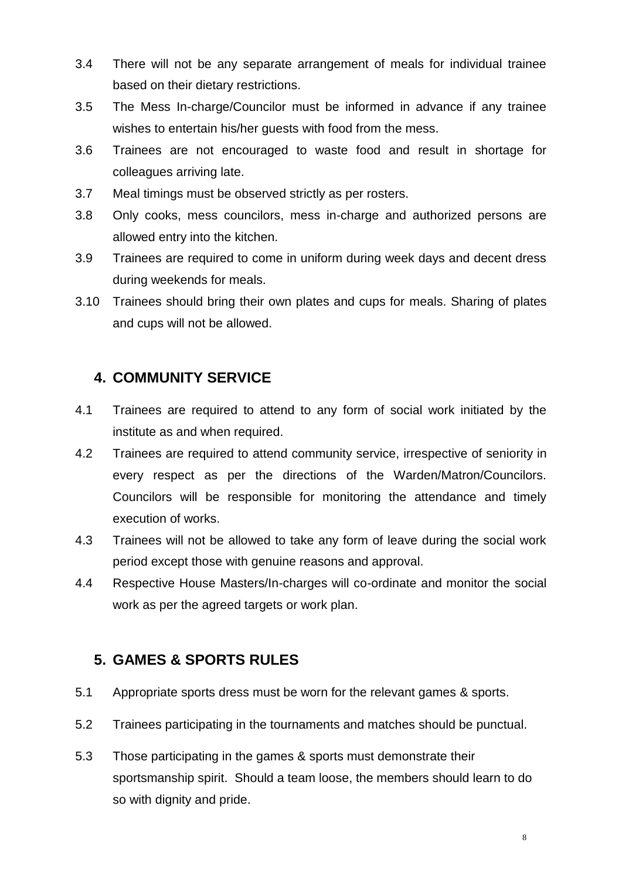3.4 There will not be any separate arrangement of meals for individual trainee based on their dietary restrictions.

3.5 The Mess In-charge/Councilor must be informed in advance if any trainee wishes to entertain his/her guests with food from the mess.

3.6 Trainees are not encouraged to waste food and result in shortage for colleagues arriving late.

3.7 Meal timings must be observed strictly as per rosters.

3.8 Only cooks, mess councilors, mess in-charge and authorized persons are allowed entry into the kitchen.

3.9 Trainees are required to come in uniform during week days and decent dress during weekends for meals.

3.10 Trainees should bring their own plates and cups for meals. Sharing of plates and cups will not be allowed.

## 4. COMMUNITY SERVICE

4.1 Trainees are required to attend to any form of social work initiated by the institute as and when required.

4.2 Trainees are required to attend community service, irrespective of seniority in every respect as per the directions of the Warden/Matron/Councilors. Councilors will be responsible for monitoring the attendance and timely execution of works.

4.3 Trainees will not be allowed to take any form of leave during the social work period except those with genuine reasons and approval.

4.4 Respective House Masters/In-charges will co-ordinate and monitor the social work as per the agreed targets or work plan.

## 5. GAMES & SPORTS RULES

5.1 Appropriate sports dress must be worn for the relevant games & sports.

5.2 Trainees participating in the tournaments and matches should be punctual.

5.3 Those participating in the games & sports must demonstrate their sportsmanship spirit. Should a team loose, the members should learn to do so with dignity and pride.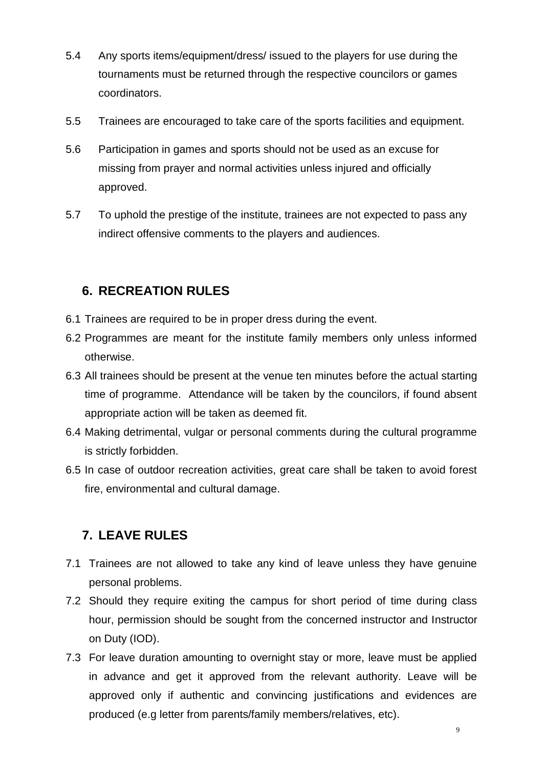5.4 Any sports items/equipment/dress/ issued to the players for use during the tournaments must be returned through the respective councilors or games coordinators.

5.5 Trainees are encouraged to take care of the sports facilities and equipment.

5.6 Participation in games and sports should not be used as an excuse for missing from prayer and normal activities unless injured and officially approved.

5.7 To uphold the prestige of the institute, trainees are not expected to pass any indirect offensive comments to the players and audiences.

## 6. RECREATION RULES

6.1 Trainees are required to be in proper dress during the event.

6.2 Programmes are meant for the institute family members only unless informed otherwise.

6.3 All trainees should be present at the venue ten minutes before the actual starting time of programme. Attendance will be taken by the councilors, if found absent appropriate action will be taken as deemed fit.

6.4 Making detrimental, vulgar or personal comments during the cultural programme is strictly forbidden.

6.5 In case of outdoor recreation activities, great care shall be taken to avoid forest fire, environmental and cultural damage.

## 7. LEAVE RULES

7.1 Trainees are not allowed to take any kind of leave unless they have genuine personal problems.

7.2 Should they require exiting the campus for short period of time during class hour, permission should be sought from the concerned instructor and Instructor on Duty (IOD).

7.3 For leave duration amounting to overnight stay or more, leave must be applied in advance and get it approved from the relevant authority. Leave will be approved only if authentic and convincing justifications and evidences are produced (e.g letter from parents/family members/relatives, etc).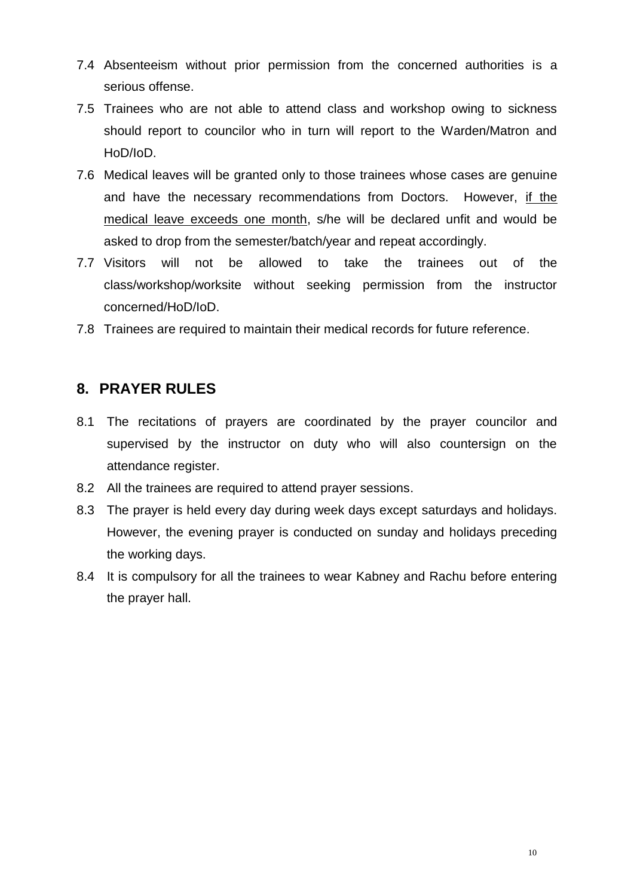7.4 Absenteeism without prior permission from the concerned authorities is a serious offense.

7.5 Trainees who are not able to attend class and workshop owing to sickness should report to councilor who in turn will report to the Warden/Matron and HoD/IoD.

7.6 Medical leaves will be granted only to those trainees whose cases are genuine and have the necessary recommendations from Doctors. However, <u>if the medical leave exceeds one month</u>, s/he will be declared unfit and would be asked to drop from the semester/batch/year and repeat accordingly.

7.7 Visitors will not be allowed to take the trainees out of the class/workshop/worksite without seeking permission from the instructor concerned/HoD/IoD.

7.8 Trainees are required to maintain their medical records for future reference.

## 8. PRAYER RULES

8.1 The recitations of prayers are coordinated by the prayer councilor and supervised by the instructor on duty who will also countersign on the attendance register.

8.2 All the trainees are required to attend prayer sessions.

8.3 The prayer is held every day during week days except saturdays and holidays. However, the evening prayer is conducted on sunday and holidays preceding the working days.

8.4 It is compulsory for all the trainees to wear Kabney and Rachu before entering the prayer hall.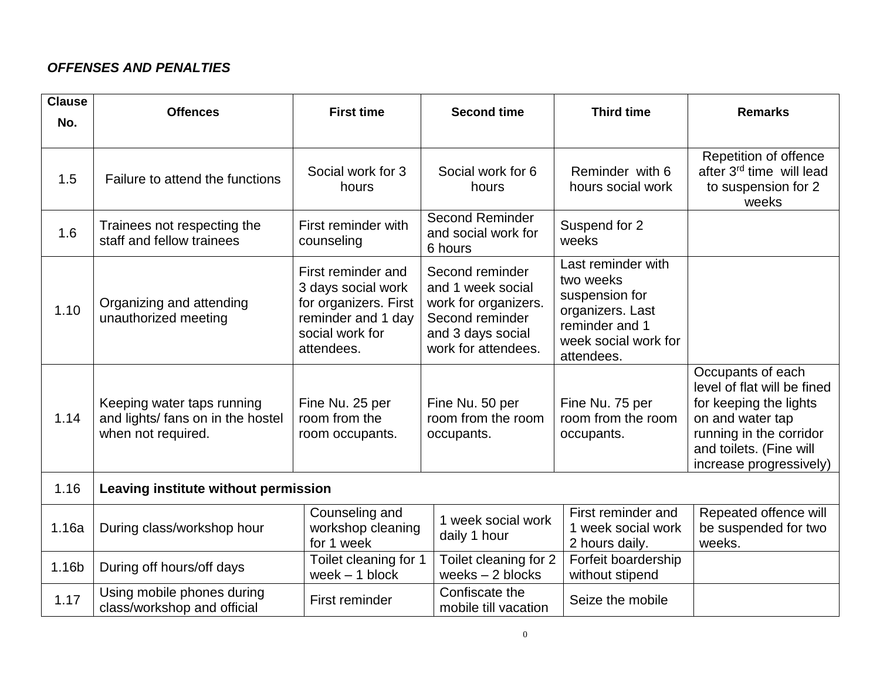***OFFENSES AND PENALTIES***

| Clause No. | Offences | First time | Second time | Third time | Remarks |
|---|---|---|---|---|---|
| 1.5 | Failure to attend the functions | Social work for 3 hours | Social work for 6 hours | Reminder with 6 hours social work | Repetition of offence after 3rd time will lead to suspension for 2 weeks |
| 1.6 | Trainees not respecting the staff and fellow trainees | First reminder with counseling | Second Reminder and social work for 6 hours | Suspend for 2 weeks | |
| 1.10 | Organizing and attending unauthorized meeting | First reminder and 3 days social work for organizers. First reminder and 1 day social work for attendees. | Second reminder and 1 week social work for organizers. Second reminder and 3 days social work for attendees. | Last reminder with two weeks suspension for organizers. Last reminder and 1 week social work for attendees. | |
| 1.14 | Keeping water taps running and lights/ fans on in the hostel when not required. | Fine Nu. 25 per room from the room occupants. | Fine Nu. 50 per room from the room occupants. | Fine Nu. 75 per room from the room occupants. | Occupants of each level of flat will be fined for keeping the lights on and water tap running in the corridor and toilets. (Fine will increase progressively) |
| 1.16 | **Leaving institute without permission** | | | | |
| 1.16a | During class/workshop hour | Counseling and workshop cleaning for 1 week | 1 week social work daily 1 hour | First reminder and 1 week social work 2 hours daily. | Repeated offence will be suspended for two weeks. |
| 1.16b | During off hours/off days | Toilet cleaning for 1 week – 1 block | Toilet cleaning for 2 weeks – 2 blocks | Forfeit boardership without stipend | |
| 1.17 | Using mobile phones during class/workshop and official | First reminder | Confiscate the mobile till vacation | Seize the mobile | |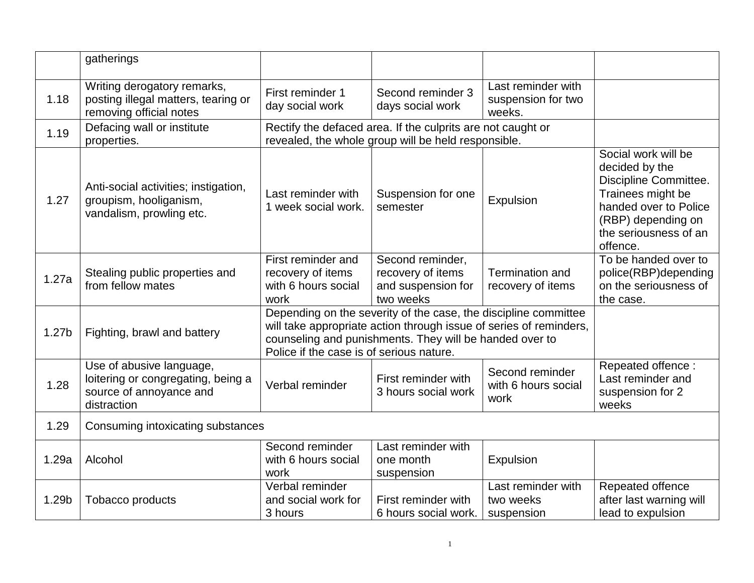| | | | | | |
|---|---|---|---|---|---|
| | gatherings | | | | |
| 1.18 | Writing derogatory remarks, posting illegal matters, tearing or removing official notes | First reminder 1 day social work | Second reminder 3 days social work | Last reminder with suspension for two weeks. | |
| 1.19 | Defacing wall or institute properties. | Rectify the defaced area. If the culprits are not caught or revealed, the whole group will be held responsible. | | | |
| 1.27 | Anti-social activities; instigation, groupism, hooliganism, vandalism, prowling etc. | Last reminder with 1 week social work. | Suspension for one semester | Expulsion | Social work will be decided by the Discipline Committee. Trainees might be handed over to Police (RBP) depending on the seriousness of an offence. |
| 1.27a | Stealing public properties and from fellow mates | First reminder and recovery of items with 6 hours social work | Second reminder, recovery of items and suspension for two weeks | Termination and recovery of items | To be handed over to police(RBP)depending on the seriousness of the case. |
| 1.27b | Fighting, brawl and battery | Depending on the severity of the case, the discipline committee will take appropriate action through issue of series of reminders, counseling and punishments. They will be handed over to Police if the case is of serious nature. | | | |
| 1.28 | Use of abusive language, loitering or congregating, being a source of annoyance and distraction | Verbal reminder | First reminder with 3 hours social work | Second reminder with 6 hours social work | Repeated offence : Last reminder and suspension for 2 weeks |
| 1.29 | Consuming intoxicating substances | | | | |
| 1.29a | Alcohol | Second reminder with 6 hours social work | Last reminder with one month suspension | Expulsion | |
| 1.29b | Tobacco products | Verbal reminder and social work for 3 hours | First reminder with 6 hours social work. | Last reminder with two weeks suspension | Repeated offence after last warning will lead to expulsion |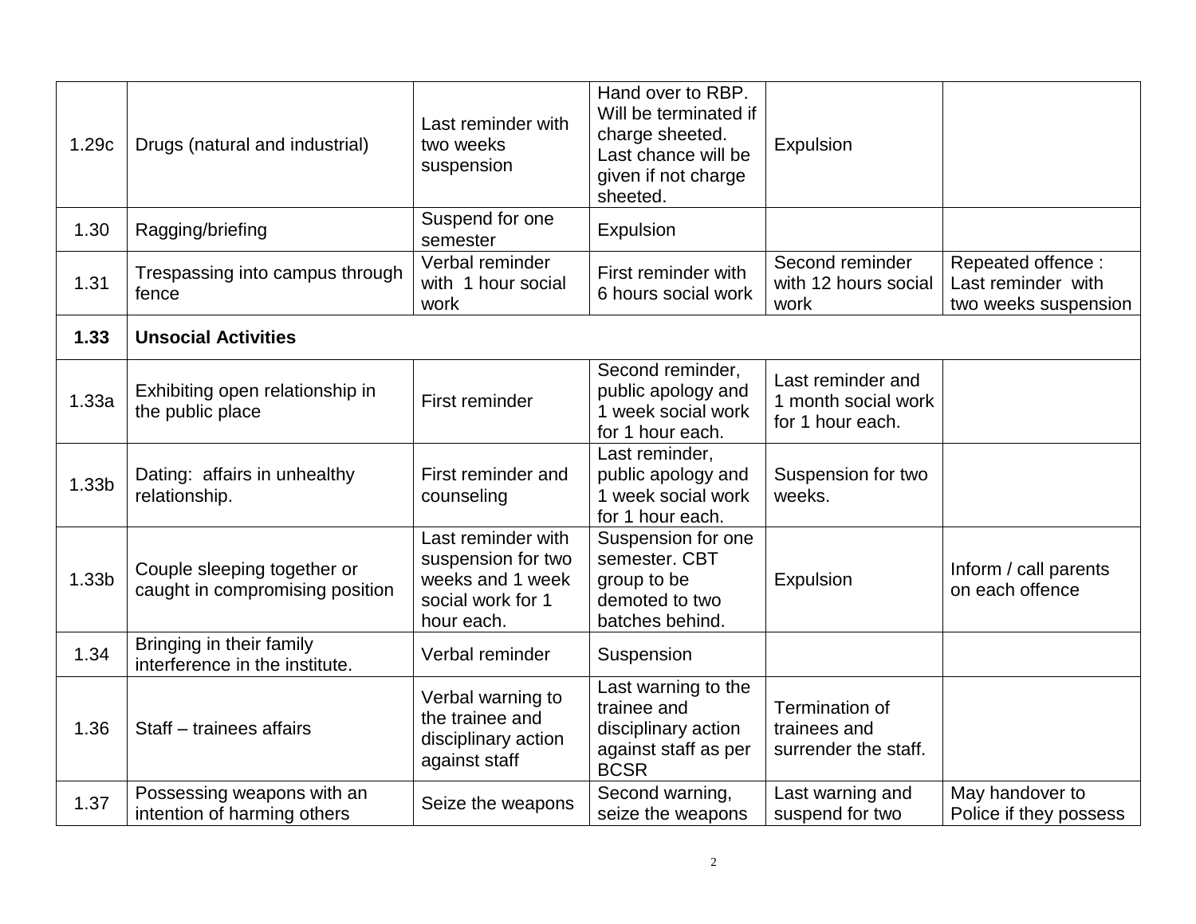| | | | | | |
|---|---|---|---|---|---|
| 1.29c | Drugs (natural and industrial) | Last reminder with two weeks suspension | Hand over to RBP. Will be terminated if charge sheeted. Last chance will be given if not charge sheeted. | Expulsion | |
| 1.30 | Ragging/briefing | Suspend for one semester | Expulsion | | |
| 1.31 | Trespassing into campus through fence | Verbal reminder with 1 hour social work | First reminder with 6 hours social work | Second reminder with 12 hours social work | Repeated offence : Last reminder with two weeks suspension |
| **1.33** | **Unsocial Activities** | | | | |
| 1.33a | Exhibiting open relationship in the public place | First reminder | Second reminder, public apology and 1 week social work for 1 hour each. | Last reminder and 1 month social work for 1 hour each. | |
| 1.33b | Dating: affairs in unhealthy relationship. | First reminder and counseling | Last reminder, public apology and 1 week social work for 1 hour each. | Suspension for two weeks. | |
| 1.33b | Couple sleeping together or caught in compromising position | Last reminder with suspension for two weeks and 1 week social work for 1 hour each. | Suspension for one semester. CBT group to be demoted to two batches behind. | Expulsion | Inform / call parents on each offence |
| 1.34 | Bringing in their family interference in the institute. | Verbal reminder | Suspension | | |
| 1.36 | Staff – trainees affairs | Verbal warning to the trainee and disciplinary action against staff | Last warning to the trainee and disciplinary action against staff as per BCSR | Termination of trainees and surrender the staff. | |
| 1.37 | Possessing weapons with an intention of harming others | Seize the weapons | Second warning, seize the weapons | Last warning and suspend for two | May handover to Police if they possess |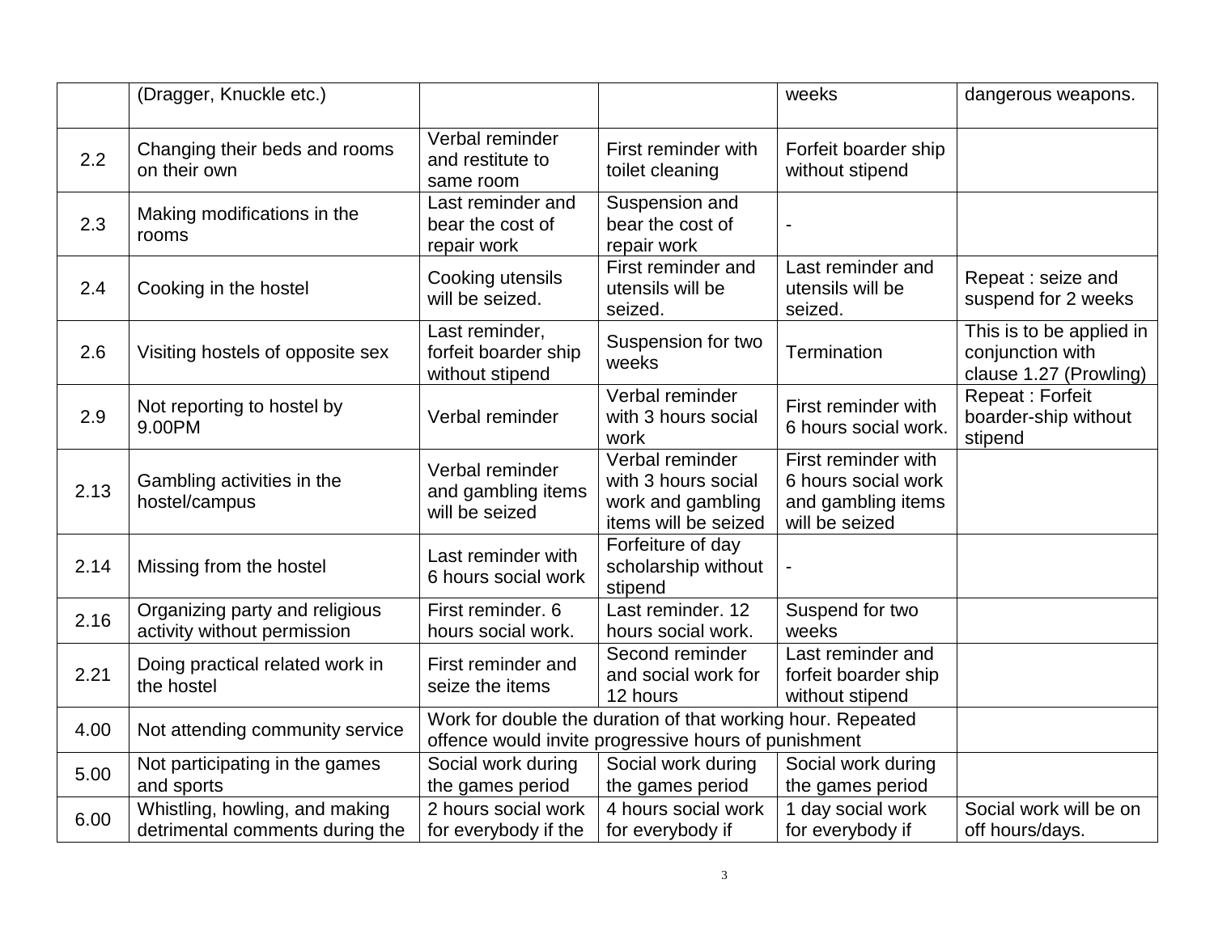| | (Dragger, Knuckle etc.) | | | weeks | dangerous weapons. |
|---|---|---|---|---|---|
| 2.2 | Changing their beds and rooms on their own | Verbal reminder and restitute to same room | First reminder with toilet cleaning | Forfeit boarder ship without stipend | |
| 2.3 | Making modifications in the rooms | Last reminder and bear the cost of repair work | Suspension and bear the cost of repair work | - | |
| 2.4 | Cooking in the hostel | Cooking utensils will be seized. | First reminder and utensils will be seized. | Last reminder and utensils will be seized. | Repeat : seize and suspend for 2 weeks |
| 2.6 | Visiting hostels of opposite sex | Last reminder, forfeit boarder ship without stipend | Suspension for two weeks | Termination | This is to be applied in conjunction with clause 1.27 (Prowling) |
| 2.9 | Not reporting to hostel by 9.00PM | Verbal reminder | Verbal reminder with 3 hours social work | First reminder with 6 hours social work. | Repeat : Forfeit boarder-ship without stipend |
| 2.13 | Gambling activities in the hostel/campus | Verbal reminder and gambling items will be seized | Verbal reminder with 3 hours social work and gambling items will be seized | First reminder with 6 hours social work and gambling items will be seized | |
| 2.14 | Missing from the hostel | Last reminder with 6 hours social work | Forfeiture of day scholarship without stipend | - | |
| 2.16 | Organizing party and religious activity without permission | First reminder. 6 hours social work. | Last reminder. 12 hours social work. | Suspend for two weeks | |
| 2.21 | Doing practical related work in the hostel | First reminder and seize the items | Second reminder and social work for 12 hours | Last reminder and forfeit boarder ship without stipend | |
| 4.00 | Not attending community service | Work for double the duration of that working hour. Repeated offence would invite progressive hours of punishment | | | |
| 5.00 | Not participating in the games and sports | Social work during the games period | Social work during the games period | Social work during the games period | |
| 6.00 | Whistling, howling, and making detrimental comments during the | 2 hours social work for everybody if the | 4 hours social work for everybody if | 1 day social work for everybody if | Social work will be on off hours/days. |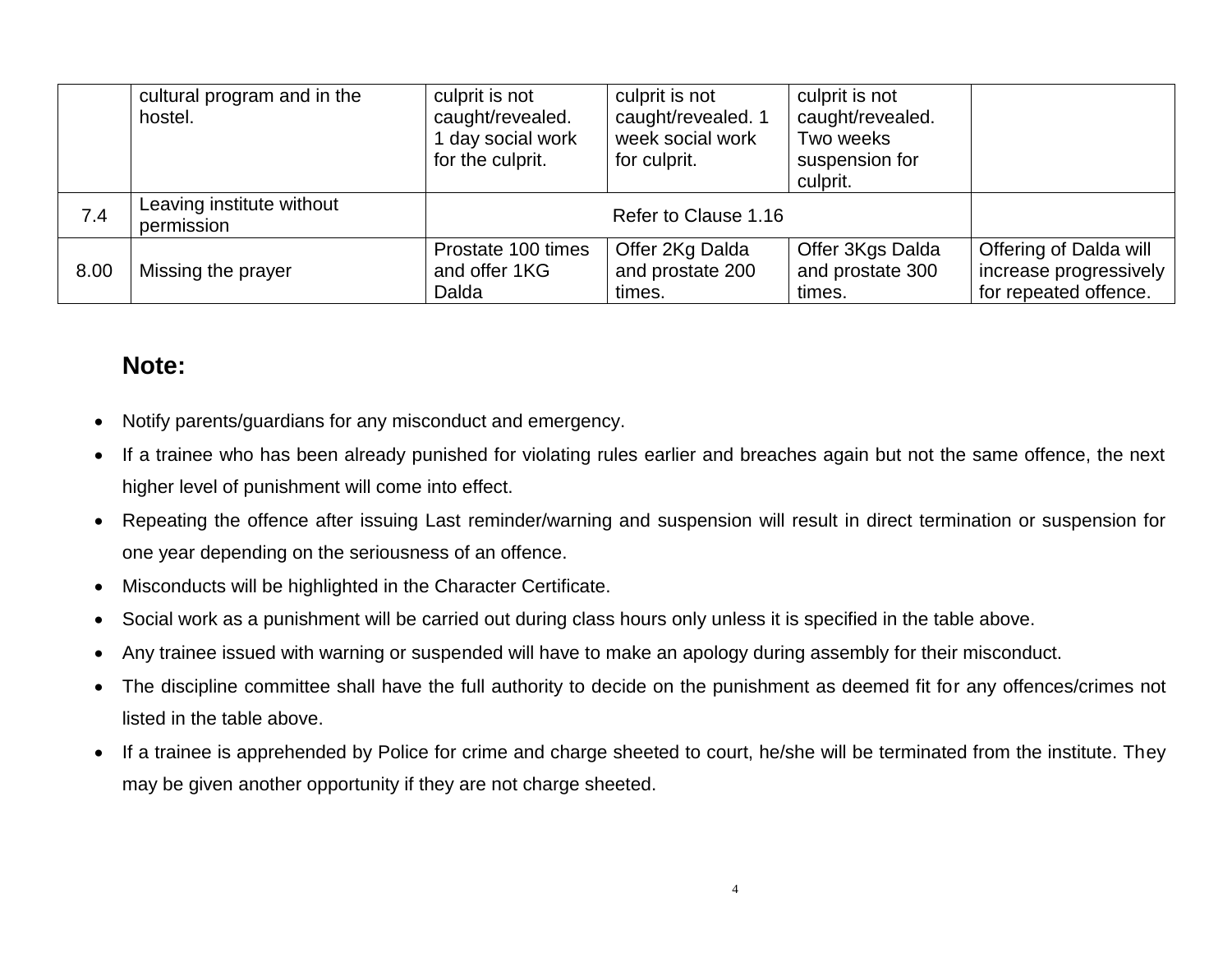| | | | | | |
|---|---|---|---|---|---|
| | cultural program and in the hostel. | culprit is not caught/revealed. 1 day social work for the culprit. | culprit is not caught/revealed. 1 week social work for culprit. | culprit is not caught/revealed. Two weeks suspension for culprit. | |
| 7.4 | Leaving institute without permission | Refer to Clause 1.16 | | | |
| 8.00 | Missing the prayer | Prostate 100 times and offer 1KG Dalda | Offer 2Kg Dalda and prostate 200 times. | Offer 3Kgs Dalda and prostate 300 times. | Offering of Dalda will increase progressively for repeated offence. |

## Note:

- Notify parents/guardians for any misconduct and emergency.
- If a trainee who has been already punished for violating rules earlier and breaches again but not the same offence, the next higher level of punishment will come into effect.
- Repeating the offence after issuing Last reminder/warning and suspension will result in direct termination or suspension for one year depending on the seriousness of an offence.
- Misconducts will be highlighted in the Character Certificate.
- Social work as a punishment will be carried out during class hours only unless it is specified in the table above.
- Any trainee issued with warning or suspended will have to make an apology during assembly for their misconduct.
- The discipline committee shall have the full authority to decide on the punishment as deemed fit for any offences/crimes not listed in the table above.
- If a trainee is apprehended by Police for crime and charge sheeted to court, he/she will be terminated from the institute. They may be given another opportunity if they are not charge sheeted.